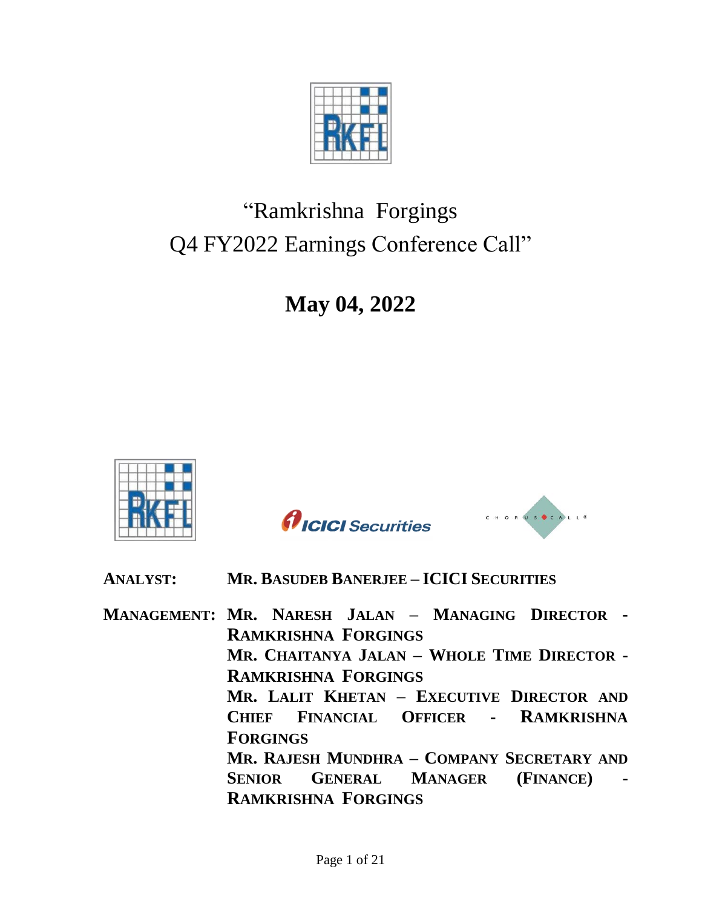# "Ramkrishna Forgings Q4 FY2022 Earnings Conference Call"

**May 04, 2022**

**ANALYST:** **MR. BASUDEB BANERJEE – ICICI SECURITIES**

**MANAGEMENT:** **MR. NARESH JALAN – MANAGING DIRECTOR - RAMKRISHNA FORGINGS**

**MR. CHAITANYA JALAN – WHOLE TIME DIRECTOR - RAMKRISHNA FORGINGS**

**MR. LALIT KHETAN – EXECUTIVE DIRECTOR AND CHIEF FINANCIAL OFFICER - RAMKRISHNA FORGINGS**

**MR. RAJESH MUNDHRA – COMPANY SECRETARY AND SENIOR GENERAL MANAGER (FINANCE) - RAMKRISHNA FORGINGS**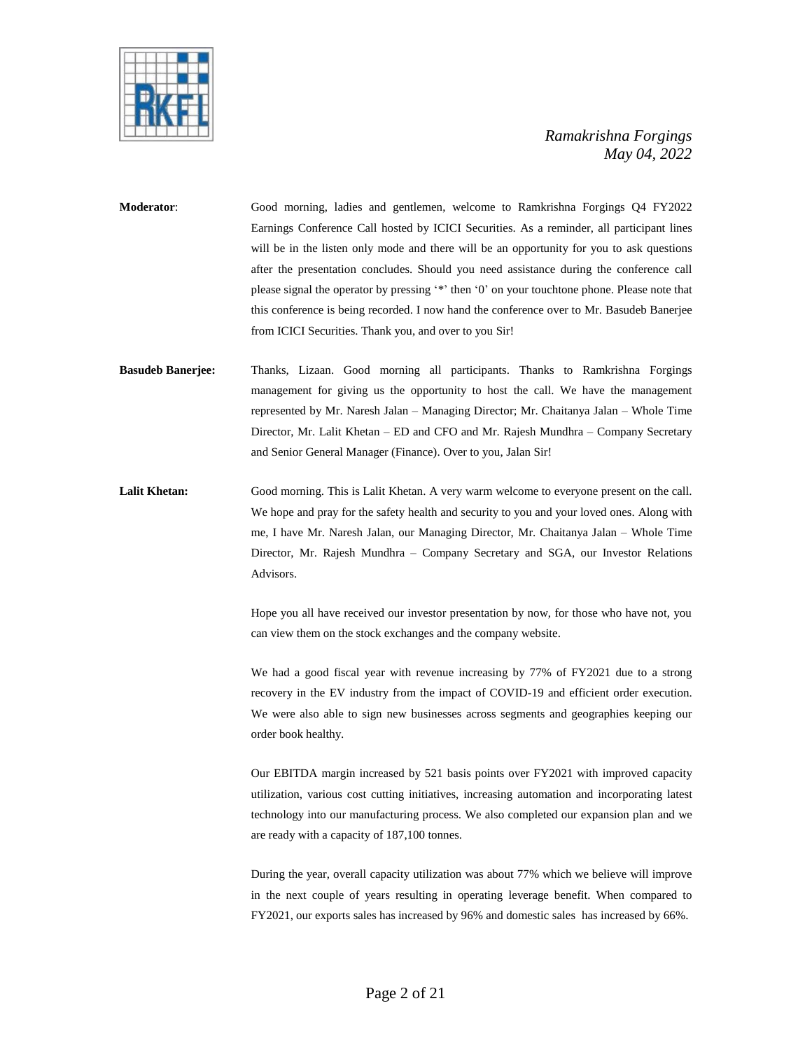**Moderator**: Good morning, ladies and gentlemen, welcome to Ramkrishna Forgings Q4 FY2022 Earnings Conference Call hosted by ICICI Securities. As a reminder, all participant lines will be in the listen only mode and there will be an opportunity for you to ask questions after the presentation concludes. Should you need assistance during the conference call please signal the operator by pressing '*' then '0' on your touchtone phone. Please note that this conference is being recorded. I now hand the conference over to Mr. Basudeb Banerjee from ICICI Securities. Thank you, and over to you Sir!

**Basudeb Banerjee:** Thanks, Lizaan. Good morning all participants. Thanks to Ramkrishna Forgings management for giving us the opportunity to host the call. We have the management represented by Mr. Naresh Jalan – Managing Director; Mr. Chaitanya Jalan – Whole Time Director, Mr. Lalit Khetan – ED and CFO and Mr. Rajesh Mundhra – Company Secretary and Senior General Manager (Finance). Over to you, Jalan Sir!

**Lalit Khetan:** Good morning. This is Lalit Khetan. A very warm welcome to everyone present on the call. We hope and pray for the safety health and security to you and your loved ones. Along with me, I have Mr. Naresh Jalan, our Managing Director, Mr. Chaitanya Jalan – Whole Time Director, Mr. Rajesh Mundhra – Company Secretary and SGA, our Investor Relations Advisors.

Hope you all have received our investor presentation by now, for those who have not, you can view them on the stock exchanges and the company website.

We had a good fiscal year with revenue increasing by 77% of FY2021 due to a strong recovery in the EV industry from the impact of COVID-19 and efficient order execution. We were also able to sign new businesses across segments and geographies keeping our order book healthy.

Our EBITDA margin increased by 521 basis points over FY2021 with improved capacity utilization, various cost cutting initiatives, increasing automation and incorporating latest technology into our manufacturing process. We also completed our expansion plan and we are ready with a capacity of 187,100 tonnes.

During the year, overall capacity utilization was about 77% which we believe will improve in the next couple of years resulting in operating leverage benefit. When compared to FY2021, our exports sales has increased by 96% and domestic sales has increased by 66%.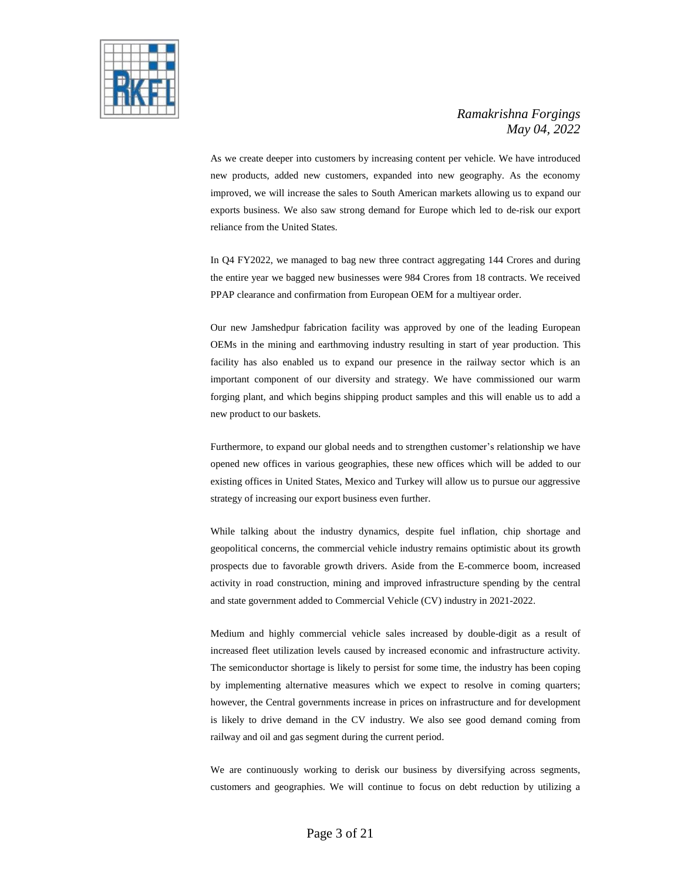As we create deeper into customers by increasing content per vehicle. We have introduced new products, added new customers, expanded into new geography. As the economy improved, we will increase the sales to South American markets allowing us to expand our exports business. We also saw strong demand for Europe which led to de-risk our export reliance from the United States.

In Q4 FY2022, we managed to bag new three contract aggregating 144 Crores and during the entire year we bagged new businesses were 984 Crores from 18 contracts. We received PPAP clearance and confirmation from European OEM for a multiyear order.

Our new Jamshedpur fabrication facility was approved by one of the leading European OEMs in the mining and earthmoving industry resulting in start of year production. This facility has also enabled us to expand our presence in the railway sector which is an important component of our diversity and strategy. We have commissioned our warm forging plant, and which begins shipping product samples and this will enable us to add a new product to our baskets.

Furthermore, to expand our global needs and to strengthen customer's relationship we have opened new offices in various geographies, these new offices which will be added to our existing offices in United States, Mexico and Turkey will allow us to pursue our aggressive strategy of increasing our export business even further.

While talking about the industry dynamics, despite fuel inflation, chip shortage and geopolitical concerns, the commercial vehicle industry remains optimistic about its growth prospects due to favorable growth drivers. Aside from the E-commerce boom, increased activity in road construction, mining and improved infrastructure spending by the central and state government added to Commercial Vehicle (CV) industry in 2021-2022.

Medium and highly commercial vehicle sales increased by double-digit as a result of increased fleet utilization levels caused by increased economic and infrastructure activity. The semiconductor shortage is likely to persist for some time, the industry has been coping by implementing alternative measures which we expect to resolve in coming quarters; however, the Central governments increase in prices on infrastructure and for development is likely to drive demand in the CV industry. We also see good demand coming from railway and oil and gas segment during the current period.

We are continuously working to derisk our business by diversifying across segments, customers and geographies. We will continue to focus on debt reduction by utilizing a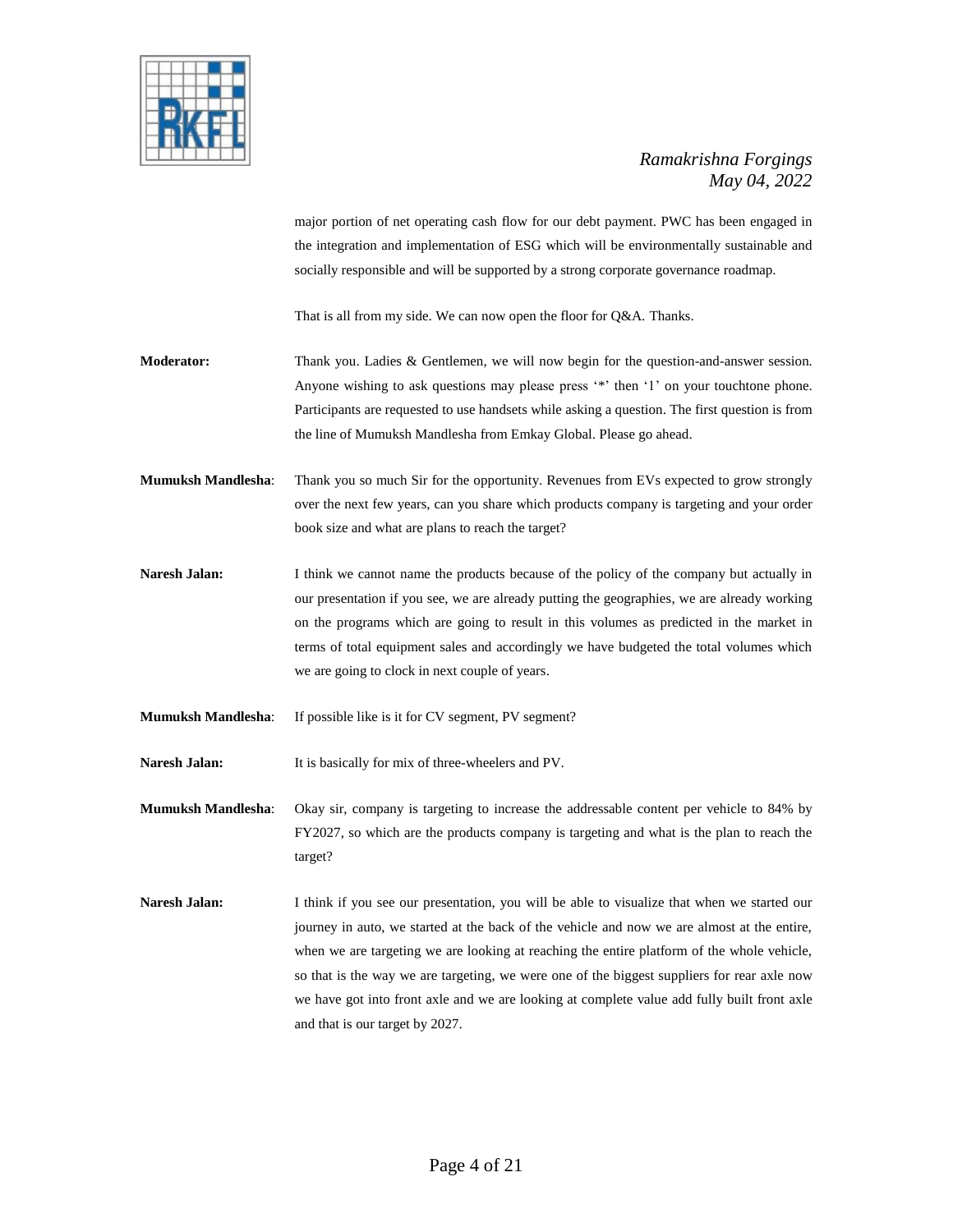major portion of net operating cash flow for our debt payment. PWC has been engaged in the integration and implementation of ESG which will be environmentally sustainable and socially responsible and will be supported by a strong corporate governance roadmap.

That is all from my side. We can now open the floor for Q&A. Thanks.

**Moderator:** Thank you. Ladies & Gentlemen, we will now begin for the question-and-answer session. Anyone wishing to ask questions may please press '*' then '1' on your touchtone phone. Participants are requested to use handsets while asking a question. The first question is from the line of Mumuksh Mandlesha from Emkay Global. Please go ahead.

**Mumuksh Mandlesha**: Thank you so much Sir for the opportunity. Revenues from EVs expected to grow strongly over the next few years, can you share which products company is targeting and your order book size and what are plans to reach the target?

**Naresh Jalan:** I think we cannot name the products because of the policy of the company but actually in our presentation if you see, we are already putting the geographies, we are already working on the programs which are going to result in this volumes as predicted in the market in terms of total equipment sales and accordingly we have budgeted the total volumes which we are going to clock in next couple of years.

**Mumuksh Mandlesha**: If possible like is it for CV segment, PV segment?

**Naresh Jalan:** It is basically for mix of three-wheelers and PV.

**Mumuksh Mandlesha**: Okay sir, company is targeting to increase the addressable content per vehicle to 84% by FY2027, so which are the products company is targeting and what is the plan to reach the target?

**Naresh Jalan:** I think if you see our presentation, you will be able to visualize that when we started our journey in auto, we started at the back of the vehicle and now we are almost at the entire, when we are targeting we are looking at reaching the entire platform of the whole vehicle, so that is the way we are targeting, we were one of the biggest suppliers for rear axle now we have got into front axle and we are looking at complete value add fully built front axle and that is our target by 2027.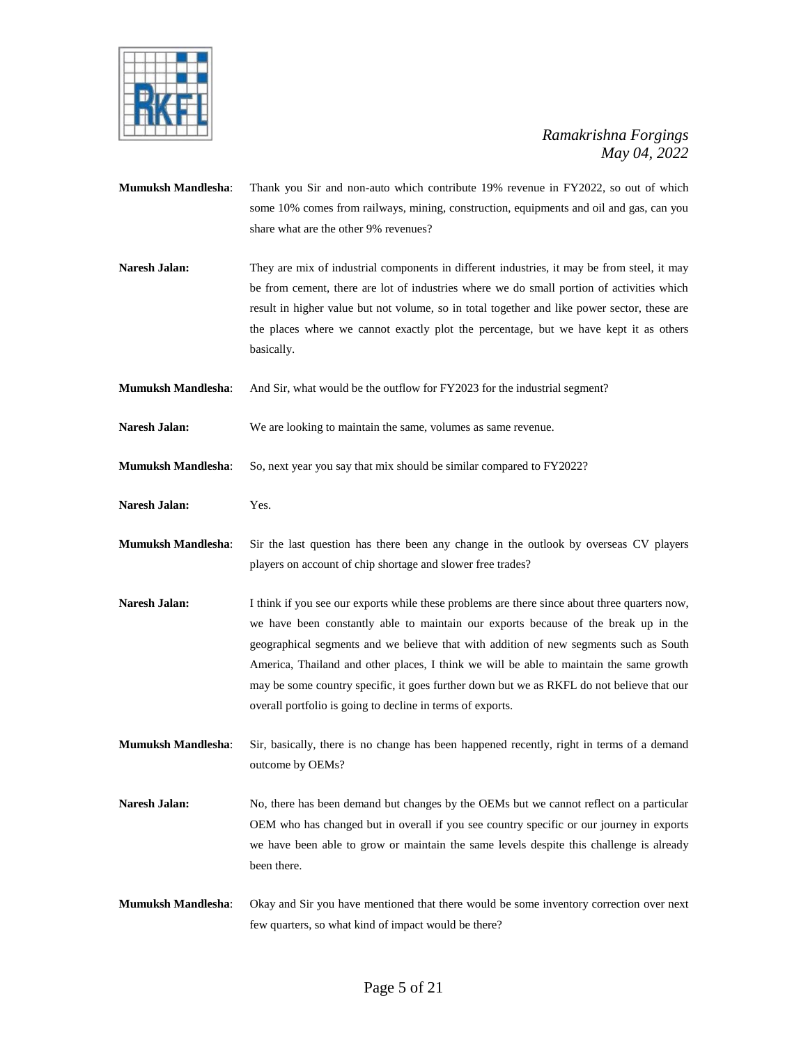**Mumuksh Mandlesha**: Thank you Sir and non-auto which contribute 19% revenue in FY2022, so out of which some 10% comes from railways, mining, construction, equipments and oil and gas, can you share what are the other 9% revenues?

**Naresh Jalan:** They are mix of industrial components in different industries, it may be from steel, it may be from cement, there are lot of industries where we do small portion of activities which result in higher value but not volume, so in total together and like power sector, these are the places where we cannot exactly plot the percentage, but we have kept it as others basically.

**Mumuksh Mandlesha**: And Sir, what would be the outflow for FY2023 for the industrial segment?

**Naresh Jalan:** We are looking to maintain the same, volumes as same revenue.

**Mumuksh Mandlesha**: So, next year you say that mix should be similar compared to FY2022?

**Naresh Jalan:** Yes.

**Mumuksh Mandlesha**: Sir the last question has there been any change in the outlook by overseas CV players players on account of chip shortage and slower free trades?

**Naresh Jalan:** I think if you see our exports while these problems are there since about three quarters now, we have been constantly able to maintain our exports because of the break up in the geographical segments and we believe that with addition of new segments such as South America, Thailand and other places, I think we will be able to maintain the same growth may be some country specific, it goes further down but we as RKFL do not believe that our overall portfolio is going to decline in terms of exports.

**Mumuksh Mandlesha**: Sir, basically, there is no change has been happened recently, right in terms of a demand outcome by OEMs?

**Naresh Jalan:** No, there has been demand but changes by the OEMs but we cannot reflect on a particular OEM who has changed but in overall if you see country specific or our journey in exports we have been able to grow or maintain the same levels despite this challenge is already been there.

**Mumuksh Mandlesha**: Okay and Sir you have mentioned that there would be some inventory correction over next few quarters, so what kind of impact would be there?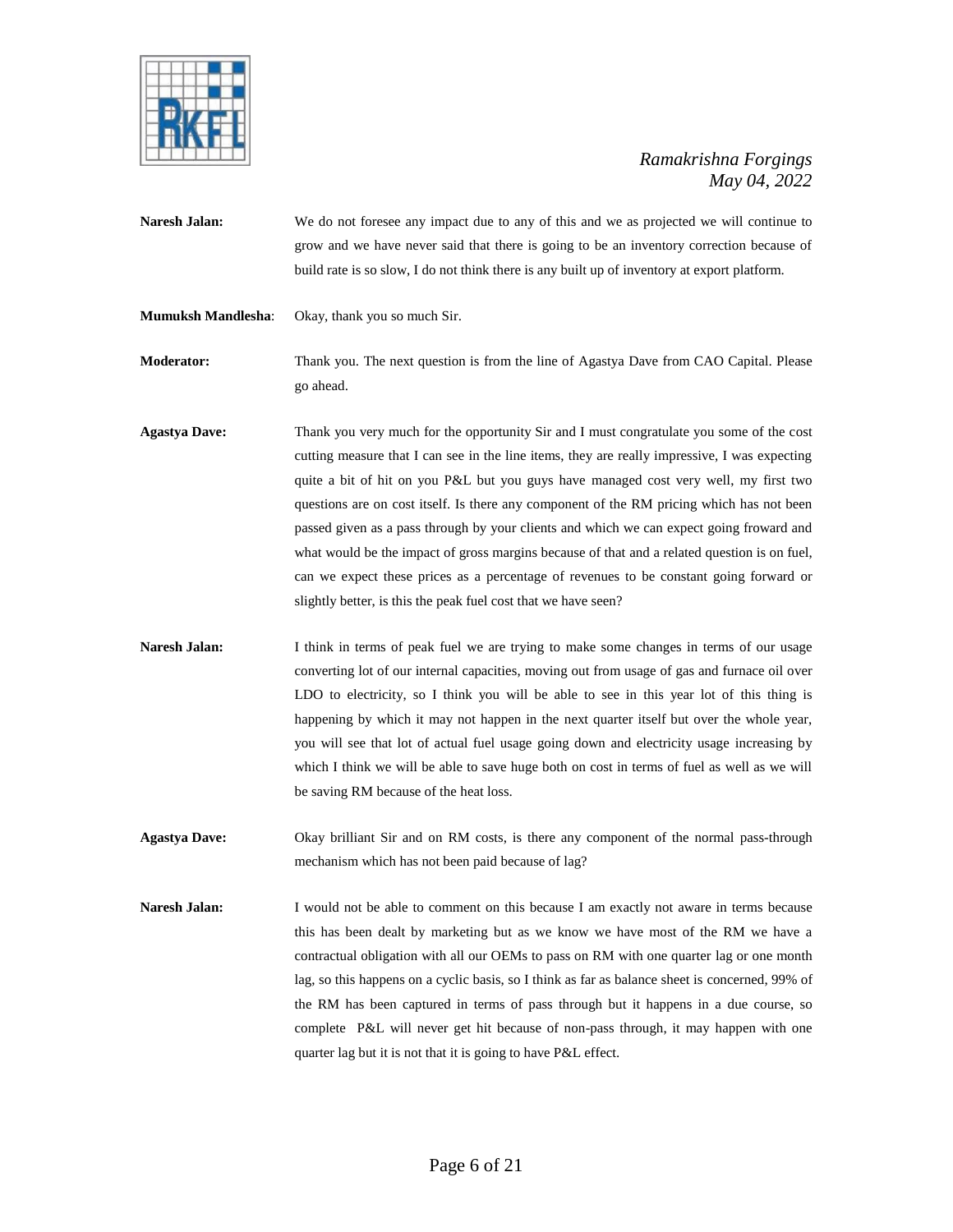**Naresh Jalan:** We do not foresee any impact due to any of this and we as projected we will continue to grow and we have never said that there is going to be an inventory correction because of build rate is so slow, I do not think there is any built up of inventory at export platform.

**Mumuksh Mandlesha**: Okay, thank you so much Sir.

**Moderator:** Thank you. The next question is from the line of Agastya Dave from CAO Capital. Please go ahead.

**Agastya Dave:** Thank you very much for the opportunity Sir and I must congratulate you some of the cost cutting measure that I can see in the line items, they are really impressive, I was expecting quite a bit of hit on you P&L but you guys have managed cost very well, my first two questions are on cost itself. Is there any component of the RM pricing which has not been passed given as a pass through by your clients and which we can expect going froward and what would be the impact of gross margins because of that and a related question is on fuel, can we expect these prices as a percentage of revenues to be constant going forward or slightly better, is this the peak fuel cost that we have seen?

**Naresh Jalan:** I think in terms of peak fuel we are trying to make some changes in terms of our usage converting lot of our internal capacities, moving out from usage of gas and furnace oil over LDO to electricity, so I think you will be able to see in this year lot of this thing is happening by which it may not happen in the next quarter itself but over the whole year, you will see that lot of actual fuel usage going down and electricity usage increasing by which I think we will be able to save huge both on cost in terms of fuel as well as we will be saving RM because of the heat loss.

**Agastya Dave:** Okay brilliant Sir and on RM costs, is there any component of the normal pass-through mechanism which has not been paid because of lag?

**Naresh Jalan:** I would not be able to comment on this because I am exactly not aware in terms because this has been dealt by marketing but as we know we have most of the RM we have a contractual obligation with all our OEMs to pass on RM with one quarter lag or one month lag, so this happens on a cyclic basis, so I think as far as balance sheet is concerned, 99% of the RM has been captured in terms of pass through but it happens in a due course, so complete P&L will never get hit because of non-pass through, it may happen with one quarter lag but it is not that it is going to have P&L effect.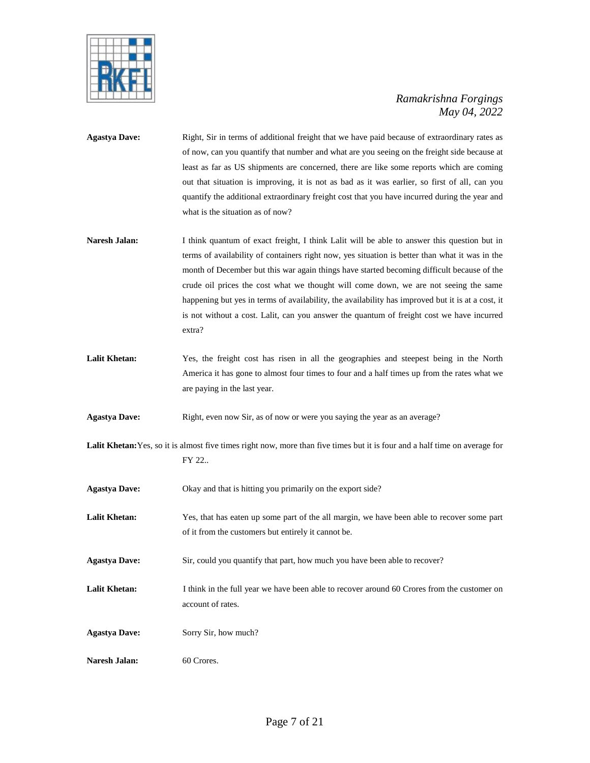**Agastya Dave:** Right, Sir in terms of additional freight that we have paid because of extraordinary rates as of now, can you quantify that number and what are you seeing on the freight side because at least as far as US shipments are concerned, there are like some reports which are coming out that situation is improving, it is not as bad as it was earlier, so first of all, can you quantify the additional extraordinary freight cost that you have incurred during the year and what is the situation as of now?

**Naresh Jalan:** I think quantum of exact freight, I think Lalit will be able to answer this question but in terms of availability of containers right now, yes situation is better than what it was in the month of December but this war again things have started becoming difficult because of the crude oil prices the cost what we thought will come down, we are not seeing the same happening but yes in terms of availability, the availability has improved but it is at a cost, it is not without a cost. Lalit, can you answer the quantum of freight cost we have incurred extra?

**Lalit Khetan:** Yes, the freight cost has risen in all the geographies and steepest being in the North America it has gone to almost four times to four and a half times up from the rates what we are paying in the last year.

**Agastya Dave:** Right, even now Sir, as of now or were you saying the year as an average?

**Lalit Khetan:** Yes, so it is almost five times right now, more than five times but it is four and a half time on average for FY 22..

**Agastya Dave:** Okay and that is hitting you primarily on the export side?

**Lalit Khetan:** Yes, that has eaten up some part of the all margin, we have been able to recover some part of it from the customers but entirely it cannot be.

**Agastya Dave:** Sir, could you quantify that part, how much you have been able to recover?

**Lalit Khetan:** I think in the full year we have been able to recover around 60 Crores from the customer on account of rates.

**Agastya Dave:** Sorry Sir, how much?

**Naresh Jalan:** 60 Crores.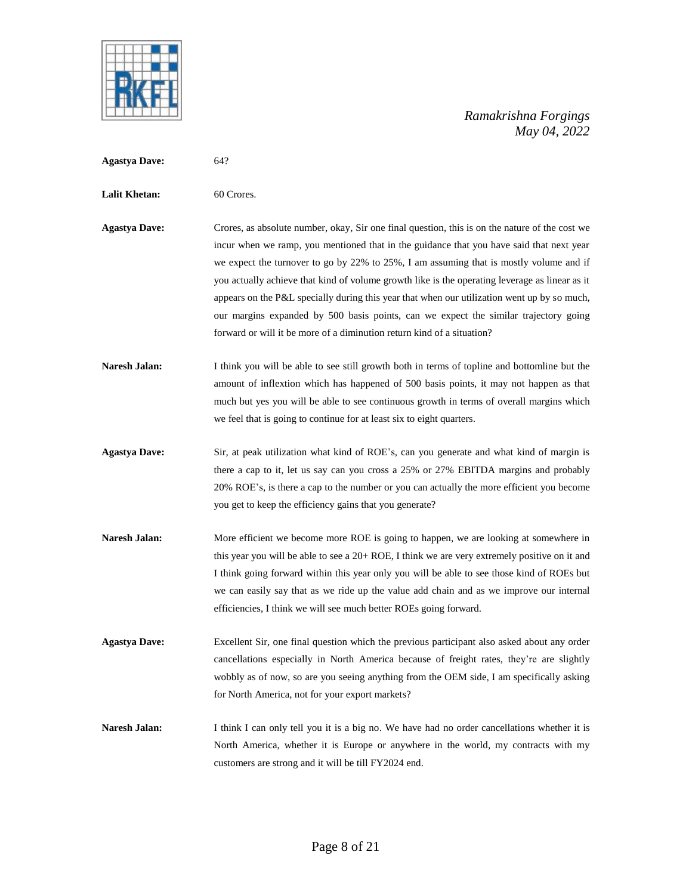**Agastya Dave:** 64?

**Lalit Khetan:** 60 Crores.

**Agastya Dave:** Crores, as absolute number, okay, Sir one final question, this is on the nature of the cost we incur when we ramp, you mentioned that in the guidance that you have said that next year we expect the turnover to go by 22% to 25%, I am assuming that is mostly volume and if you actually achieve that kind of volume growth like is the operating leverage as linear as it appears on the P&L specially during this year that when our utilization went up by so much, our margins expanded by 500 basis points, can we expect the similar trajectory going forward or will it be more of a diminution return kind of a situation?

**Naresh Jalan:** I think you will be able to see still growth both in terms of topline and bottomline but the amount of inflextion which has happened of 500 basis points, it may not happen as that much but yes you will be able to see continuous growth in terms of overall margins which we feel that is going to continue for at least six to eight quarters.

**Agastya Dave:** Sir, at peak utilization what kind of ROE's, can you generate and what kind of margin is there a cap to it, let us say can you cross a 25% or 27% EBITDA margins and probably 20% ROE's, is there a cap to the number or you can actually the more efficient you become you get to keep the efficiency gains that you generate?

**Naresh Jalan:** More efficient we become more ROE is going to happen, we are looking at somewhere in this year you will be able to see a 20+ ROE, I think we are very extremely positive on it and I think going forward within this year only you will be able to see those kind of ROEs but we can easily say that as we ride up the value add chain and as we improve our internal efficiencies, I think we will see much better ROEs going forward.

**Agastya Dave:** Excellent Sir, one final question which the previous participant also asked about any order cancellations especially in North America because of freight rates, they're are slightly wobbly as of now, so are you seeing anything from the OEM side, I am specifically asking for North America, not for your export markets?

**Naresh Jalan:** I think I can only tell you it is a big no. We have had no order cancellations whether it is North America, whether it is Europe or anywhere in the world, my contracts with my customers are strong and it will be till FY2024 end.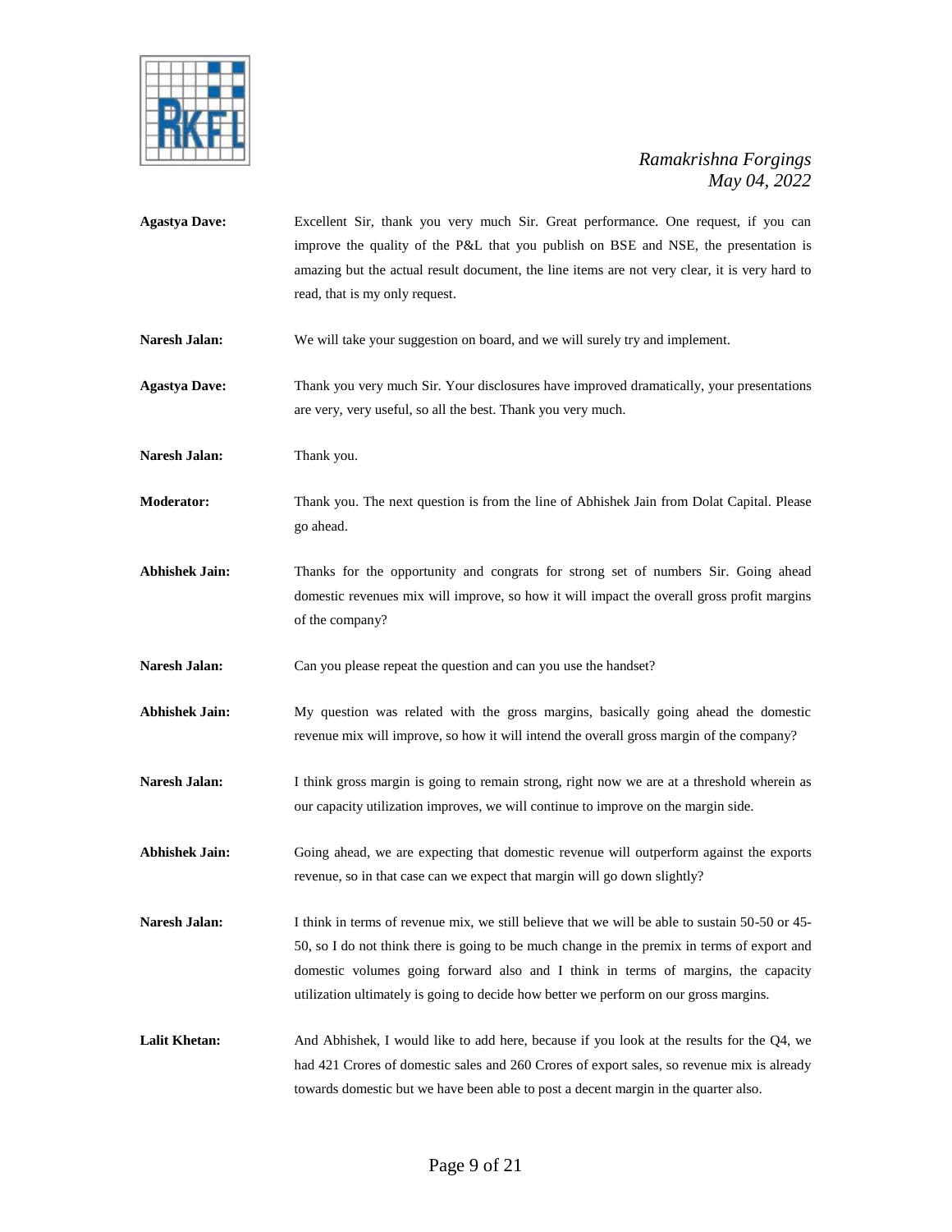**Agastya Dave:** Excellent Sir, thank you very much Sir. Great performance. One request, if you can improve the quality of the P&L that you publish on BSE and NSE, the presentation is amazing but the actual result document, the line items are not very clear, it is very hard to read, that is my only request.

**Naresh Jalan:** We will take your suggestion on board, and we will surely try and implement.

**Agastya Dave:** Thank you very much Sir. Your disclosures have improved dramatically, your presentations are very, very useful, so all the best. Thank you very much.

**Naresh Jalan:** Thank you.

**Moderator:** Thank you. The next question is from the line of Abhishek Jain from Dolat Capital. Please go ahead.

**Abhishek Jain:** Thanks for the opportunity and congrats for strong set of numbers Sir. Going ahead domestic revenues mix will improve, so how it will impact the overall gross profit margins of the company?

**Naresh Jalan:** Can you please repeat the question and can you use the handset?

**Abhishek Jain:** My question was related with the gross margins, basically going ahead the domestic revenue mix will improve, so how it will intend the overall gross margin of the company?

**Naresh Jalan:** I think gross margin is going to remain strong, right now we are at a threshold wherein as our capacity utilization improves, we will continue to improve on the margin side.

**Abhishek Jain:** Going ahead, we are expecting that domestic revenue will outperform against the exports revenue, so in that case can we expect that margin will go down slightly?

**Naresh Jalan:** I think in terms of revenue mix, we still believe that we will be able to sustain 50-50 or 45-50, so I do not think there is going to be much change in the premix in terms of export and domestic volumes going forward also and I think in terms of margins, the capacity utilization ultimately is going to decide how better we perform on our gross margins.

**Lalit Khetan:** And Abhishek, I would like to add here, because if you look at the results for the Q4, we had 421 Crores of domestic sales and 260 Crores of export sales, so revenue mix is already towards domestic but we have been able to post a decent margin in the quarter also.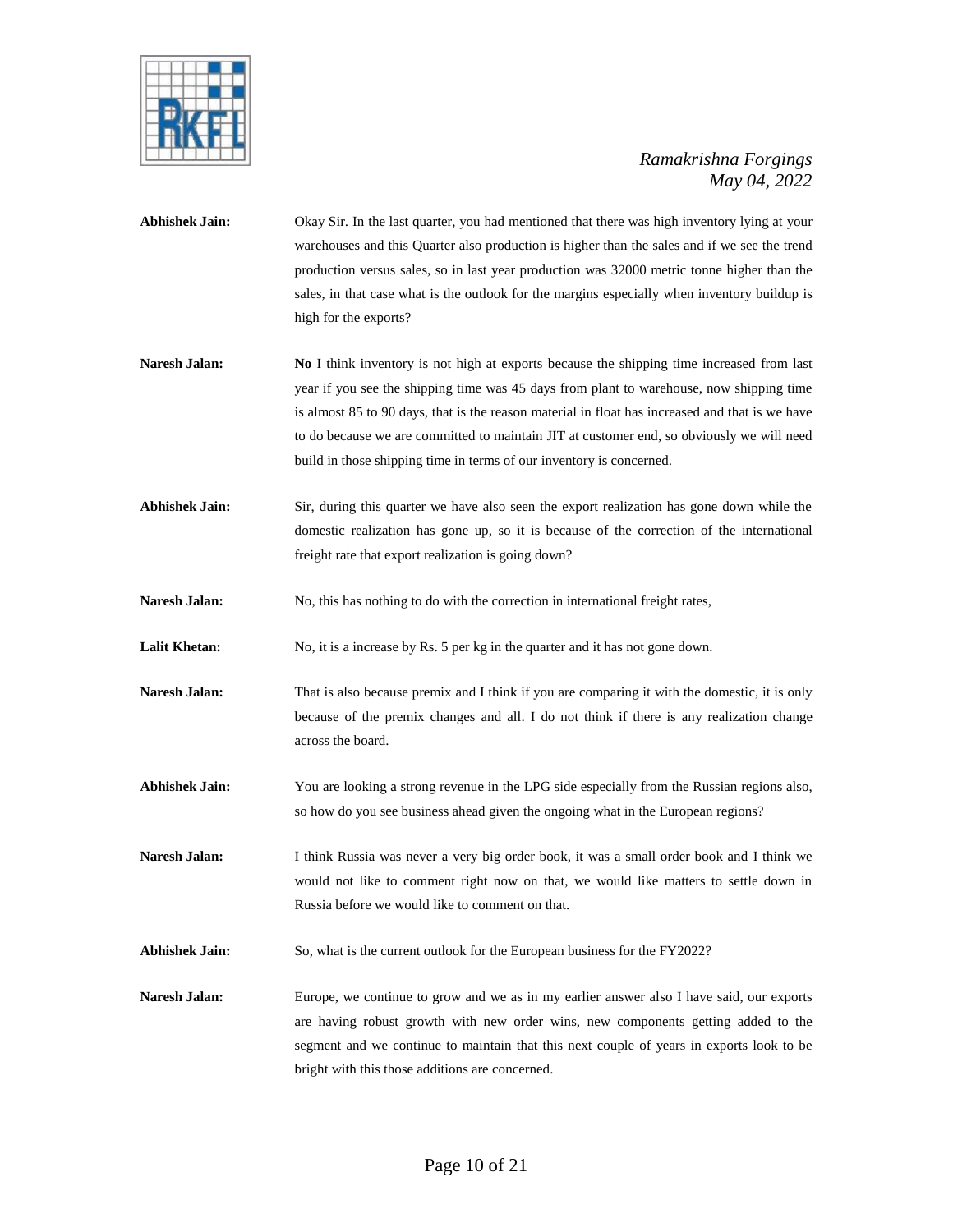**Abhishek Jain:** Okay Sir. In the last quarter, you had mentioned that there was high inventory lying at your warehouses and this Quarter also production is higher than the sales and if we see the trend production versus sales, so in last year production was 32000 metric tonne higher than the sales, in that case what is the outlook for the margins especially when inventory buildup is high for the exports?

**Naresh Jalan:** **No** I think inventory is not high at exports because the shipping time increased from last year if you see the shipping time was 45 days from plant to warehouse, now shipping time is almost 85 to 90 days, that is the reason material in float has increased and that is we have to do because we are committed to maintain JIT at customer end, so obviously we will need build in those shipping time in terms of our inventory is concerned.

**Abhishek Jain:** Sir, during this quarter we have also seen the export realization has gone down while the domestic realization has gone up, so it is because of the correction of the international freight rate that export realization is going down?

**Naresh Jalan:** No, this has nothing to do with the correction in international freight rates,

**Lalit Khetan:** No, it is a increase by Rs. 5 per kg in the quarter and it has not gone down.

**Naresh Jalan:** That is also because premix and I think if you are comparing it with the domestic, it is only because of the premix changes and all. I do not think if there is any realization change across the board.

**Abhishek Jain:** You are looking a strong revenue in the LPG side especially from the Russian regions also, so how do you see business ahead given the ongoing what in the European regions?

**Naresh Jalan:** I think Russia was never a very big order book, it was a small order book and I think we would not like to comment right now on that, we would like matters to settle down in Russia before we would like to comment on that.

**Abhishek Jain:** So, what is the current outlook for the European business for the FY2022?

**Naresh Jalan:** Europe, we continue to grow and we as in my earlier answer also I have said, our exports are having robust growth with new order wins, new components getting added to the segment and we continue to maintain that this next couple of years in exports look to be bright with this those additions are concerned.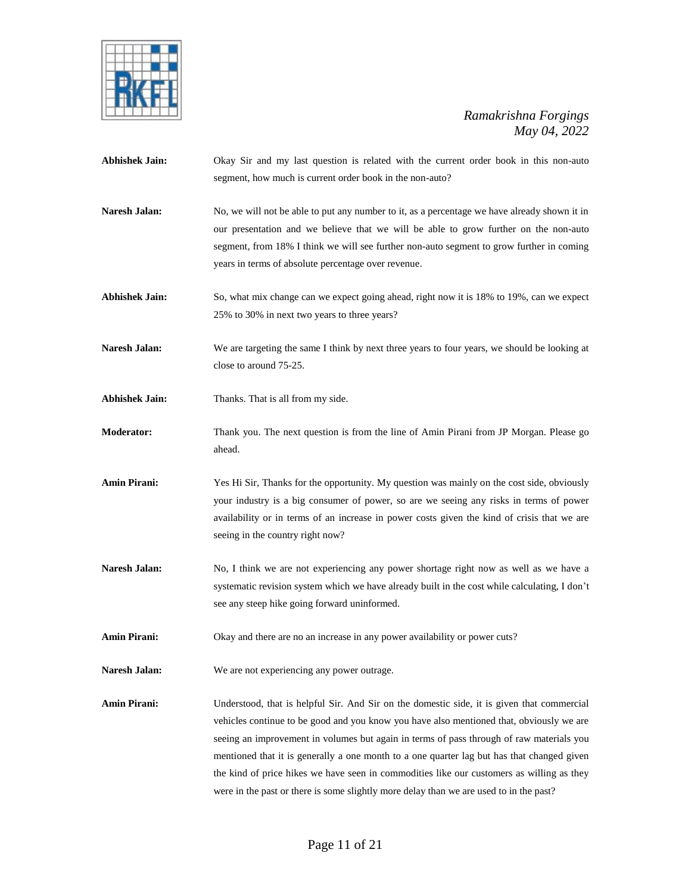**Abhishek Jain:** Okay Sir and my last question is related with the current order book in this non-auto segment, how much is current order book in the non-auto?

**Naresh Jalan:** No, we will not be able to put any number to it, as a percentage we have already shown it in our presentation and we believe that we will be able to grow further on the non-auto segment, from 18% I think we will see further non-auto segment to grow further in coming years in terms of absolute percentage over revenue.

**Abhishek Jain:** So, what mix change can we expect going ahead, right now it is 18% to 19%, can we expect 25% to 30% in next two years to three years?

**Naresh Jalan:** We are targeting the same I think by next three years to four years, we should be looking at close to around 75-25.

**Abhishek Jain:** Thanks. That is all from my side.

**Moderator:** Thank you. The next question is from the line of Amin Pirani from JP Morgan. Please go ahead.

**Amin Pirani:** Yes Hi Sir, Thanks for the opportunity. My question was mainly on the cost side, obviously your industry is a big consumer of power, so are we seeing any risks in terms of power availability or in terms of an increase in power costs given the kind of crisis that we are seeing in the country right now?

**Naresh Jalan:** No, I think we are not experiencing any power shortage right now as well as we have a systematic revision system which we have already built in the cost while calculating, I don't see any steep hike going forward uninformed.

**Amin Pirani:** Okay and there are no an increase in any power availability or power cuts?

**Naresh Jalan:** We are not experiencing any power outrage.

**Amin Pirani:** Understood, that is helpful Sir. And Sir on the domestic side, it is given that commercial vehicles continue to be good and you know you have also mentioned that, obviously we are seeing an improvement in volumes but again in terms of pass through of raw materials you mentioned that it is generally a one month to a one quarter lag but has that changed given the kind of price hikes we have seen in commodities like our customers as willing as they were in the past or there is some slightly more delay than we are used to in the past?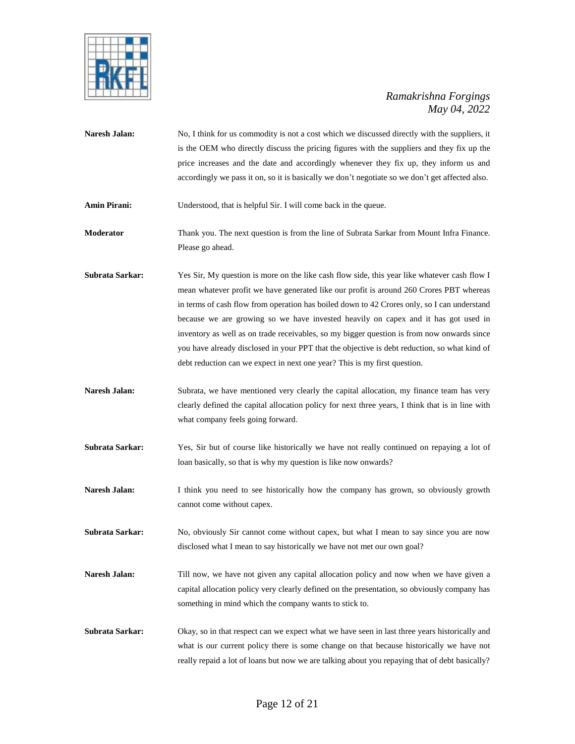**Naresh Jalan:** No, I think for us commodity is not a cost which we discussed directly with the suppliers, it is the OEM who directly discuss the pricing figures with the suppliers and they fix up the price increases and the date and accordingly whenever they fix up, they inform us and accordingly we pass it on, so it is basically we don't negotiate so we don't get affected also.

**Amin Pirani:** Understood, that is helpful Sir. I will come back in the queue.

**Moderator** Thank you. The next question is from the line of Subrata Sarkar from Mount Infra Finance. Please go ahead.

**Subrata Sarkar:** Yes Sir, My question is more on the like cash flow side, this year like whatever cash flow I mean whatever profit we have generated like our profit is around 260 Crores PBT whereas in terms of cash flow from operation has boiled down to 42 Crores only, so I can understand because we are growing so we have invested heavily on capex and it has got used in inventory as well as on trade receivables, so my bigger question is from now onwards since you have already disclosed in your PPT that the objective is debt reduction, so what kind of debt reduction can we expect in next one year? This is my first question.

**Naresh Jalan:** Subrata, we have mentioned very clearly the capital allocation, my finance team has very clearly defined the capital allocation policy for next three years, I think that is in line with what company feels going forward.

**Subrata Sarkar:** Yes, Sir but of course like historically we have not really continued on repaying a lot of loan basically, so that is why my question is like now onwards?

**Naresh Jalan:** I think you need to see historically how the company has grown, so obviously growth cannot come without capex.

**Subrata Sarkar:** No, obviously Sir cannot come without capex, but what I mean to say since you are now disclosed what I mean to say historically we have not met our own goal?

**Naresh Jalan:** Till now, we have not given any capital allocation policy and now when we have given a capital allocation policy very clearly defined on the presentation, so obviously company has something in mind which the company wants to stick to.

**Subrata Sarkar:** Okay, so in that respect can we expect what we have seen in last three years historically and what is our current policy there is some change on that because historically we have not really repaid a lot of loans but now we are talking about you repaying that of debt basically?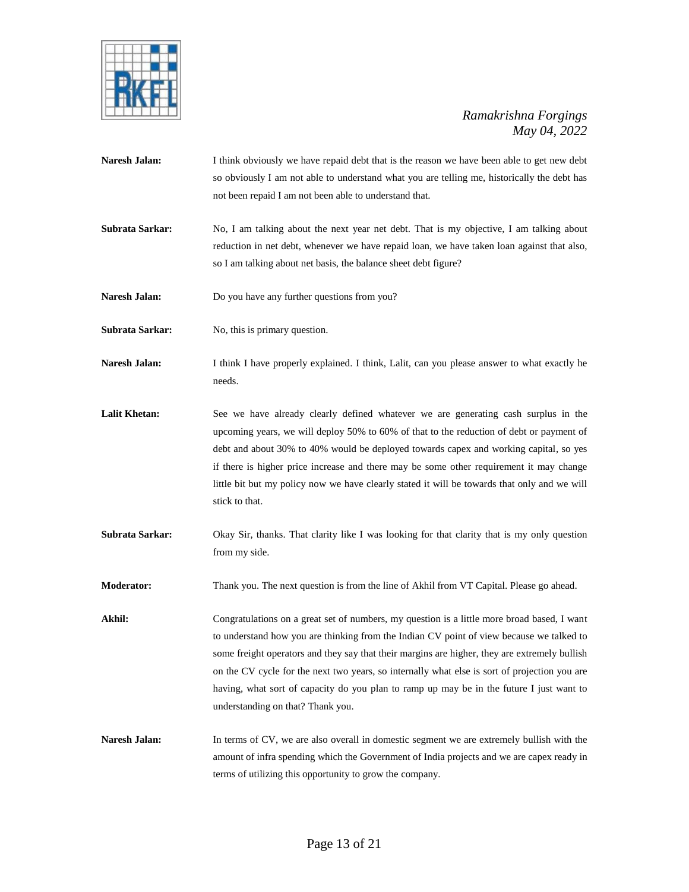**Naresh Jalan:** I think obviously we have repaid debt that is the reason we have been able to get new debt so obviously I am not able to understand what you are telling me, historically the debt has not been repaid I am not been able to understand that.

**Subrata Sarkar:** No, I am talking about the next year net debt. That is my objective, I am talking about reduction in net debt, whenever we have repaid loan, we have taken loan against that also, so I am talking about net basis, the balance sheet debt figure?

**Naresh Jalan:** Do you have any further questions from you?

**Subrata Sarkar:** No, this is primary question.

**Naresh Jalan:** I think I have properly explained. I think, Lalit, can you please answer to what exactly he needs.

**Lalit Khetan:** See we have already clearly defined whatever we are generating cash surplus in the upcoming years, we will deploy 50% to 60% of that to the reduction of debt or payment of debt and about 30% to 40% would be deployed towards capex and working capital, so yes if there is higher price increase and there may be some other requirement it may change little bit but my policy now we have clearly stated it will be towards that only and we will stick to that.

**Subrata Sarkar:** Okay Sir, thanks. That clarity like I was looking for that clarity that is my only question from my side.

**Moderator:** Thank you. The next question is from the line of Akhil from VT Capital. Please go ahead.

**Akhil:** Congratulations on a great set of numbers, my question is a little more broad based, I want to understand how you are thinking from the Indian CV point of view because we talked to some freight operators and they say that their margins are higher, they are extremely bullish on the CV cycle for the next two years, so internally what else is sort of projection you are having, what sort of capacity do you plan to ramp up may be in the future I just want to understanding on that? Thank you.

**Naresh Jalan:** In terms of CV, we are also overall in domestic segment we are extremely bullish with the amount of infra spending which the Government of India projects and we are capex ready in terms of utilizing this opportunity to grow the company.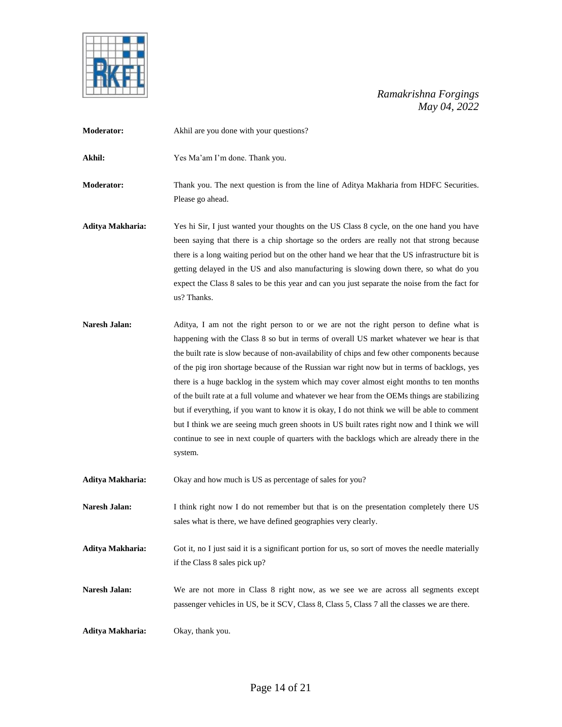**Moderator:** Akhil are you done with your questions?

**Akhil:** Yes Ma'am I'm done. Thank you.

**Moderator:** Thank you. The next question is from the line of Aditya Makharia from HDFC Securities. Please go ahead.

**Aditya Makharia:** Yes hi Sir, I just wanted your thoughts on the US Class 8 cycle, on the one hand you have been saying that there is a chip shortage so the orders are really not that strong because there is a long waiting period but on the other hand we hear that the US infrastructure bit is getting delayed in the US and also manufacturing is slowing down there, so what do you expect the Class 8 sales to be this year and can you just separate the noise from the fact for us? Thanks.

**Naresh Jalan:** Aditya, I am not the right person to or we are not the right person to define what is happening with the Class 8 so but in terms of overall US market whatever we hear is that the built rate is slow because of non-availability of chips and few other components because of the pig iron shortage because of the Russian war right now but in terms of backlogs, yes there is a huge backlog in the system which may cover almost eight months to ten months of the built rate at a full volume and whatever we hear from the OEMs things are stabilizing but if everything, if you want to know it is okay, I do not think we will be able to comment but I think we are seeing much green shoots in US built rates right now and I think we will continue to see in next couple of quarters with the backlogs which are already there in the system.

**Aditya Makharia:** Okay and how much is US as percentage of sales for you?

**Naresh Jalan:** I think right now I do not remember but that is on the presentation completely there US sales what is there, we have defined geographies very clearly.

**Aditya Makharia:** Got it, no I just said it is a significant portion for us, so sort of moves the needle materially if the Class 8 sales pick up?

**Naresh Jalan:** We are not more in Class 8 right now, as we see we are across all segments except passenger vehicles in US, be it SCV, Class 8, Class 5, Class 7 all the classes we are there.

**Aditya Makharia:** Okay, thank you.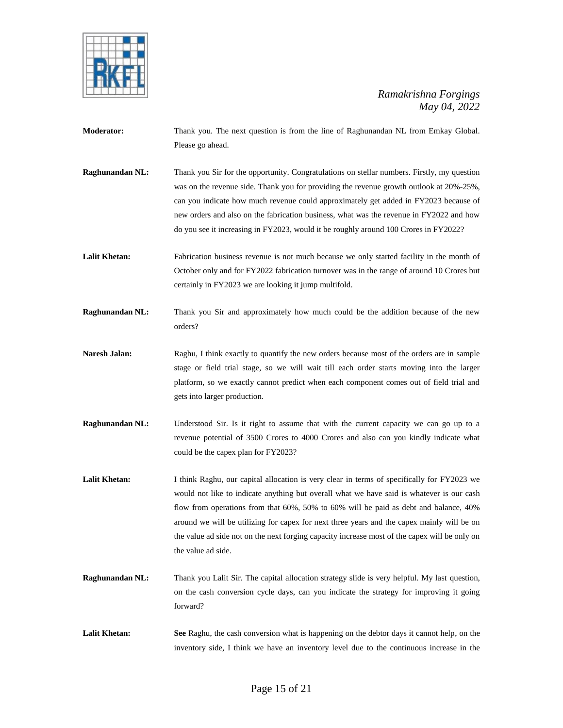**Moderator:** Thank you. The next question is from the line of Raghunandan NL from Emkay Global. Please go ahead.

**Raghunandan NL:** Thank you Sir for the opportunity. Congratulations on stellar numbers. Firstly, my question was on the revenue side. Thank you for providing the revenue growth outlook at 20%-25%, can you indicate how much revenue could approximately get added in FY2023 because of new orders and also on the fabrication business, what was the revenue in FY2022 and how do you see it increasing in FY2023, would it be roughly around 100 Crores in FY2022?

**Lalit Khetan:** Fabrication business revenue is not much because we only started facility in the month of October only and for FY2022 fabrication turnover was in the range of around 10 Crores but certainly in FY2023 we are looking it jump multifold.

**Raghunandan NL:** Thank you Sir and approximately how much could be the addition because of the new orders?

**Naresh Jalan:** Raghu, I think exactly to quantify the new orders because most of the orders are in sample stage or field trial stage, so we will wait till each order starts moving into the larger platform, so we exactly cannot predict when each component comes out of field trial and gets into larger production.

**Raghunandan NL:** Understood Sir. Is it right to assume that with the current capacity we can go up to a revenue potential of 3500 Crores to 4000 Crores and also can you kindly indicate what could be the capex plan for FY2023?

**Lalit Khetan:** I think Raghu, our capital allocation is very clear in terms of specifically for FY2023 we would not like to indicate anything but overall what we have said is whatever is our cash flow from operations from that 60%, 50% to 60% will be paid as debt and balance, 40% around we will be utilizing for capex for next three years and the capex mainly will be on the value ad side not on the next forging capacity increase most of the capex will be only on the value ad side.

**Raghunandan NL:** Thank you Lalit Sir. The capital allocation strategy slide is very helpful. My last question, on the cash conversion cycle days, can you indicate the strategy for improving it going forward?

**Lalit Khetan:** **See** Raghu, the cash conversion what is happening on the debtor days it cannot help, on the inventory side, I think we have an inventory level due to the continuous increase in the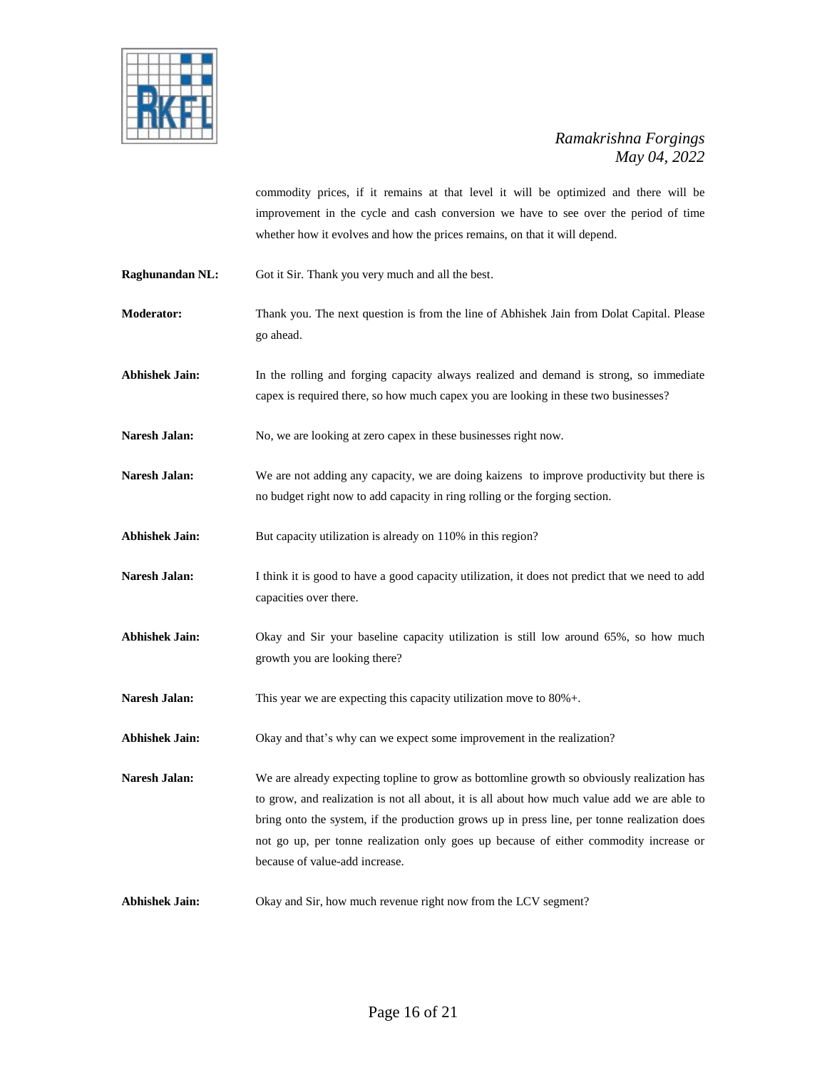commodity prices, if it remains at that level it will be optimized and there will be improvement in the cycle and cash conversion we have to see over the period of time whether how it evolves and how the prices remains, on that it will depend.

**Raghunandan NL:** Got it Sir. Thank you very much and all the best.

**Moderator:** Thank you. The next question is from the line of Abhishek Jain from Dolat Capital. Please go ahead.

**Abhishek Jain:** In the rolling and forging capacity always realized and demand is strong, so immediate capex is required there, so how much capex you are looking in these two businesses?

**Naresh Jalan:** No, we are looking at zero capex in these businesses right now.

**Naresh Jalan:** We are not adding any capacity, we are doing kaizens to improve productivity but there is no budget right now to add capacity in ring rolling or the forging section.

**Abhishek Jain:** But capacity utilization is already on 110% in this region?

**Naresh Jalan:** I think it is good to have a good capacity utilization, it does not predict that we need to add capacities over there.

**Abhishek Jain:** Okay and Sir your baseline capacity utilization is still low around 65%, so how much growth you are looking there?

**Naresh Jalan:** This year we are expecting this capacity utilization move to 80%+.

**Abhishek Jain:** Okay and that's why can we expect some improvement in the realization?

**Naresh Jalan:** We are already expecting topline to grow as bottomline growth so obviously realization has to grow, and realization is not all about, it is all about how much value add we are able to bring onto the system, if the production grows up in press line, per tonne realization does not go up, per tonne realization only goes up because of either commodity increase or because of value-add increase.

**Abhishek Jain:** Okay and Sir, how much revenue right now from the LCV segment?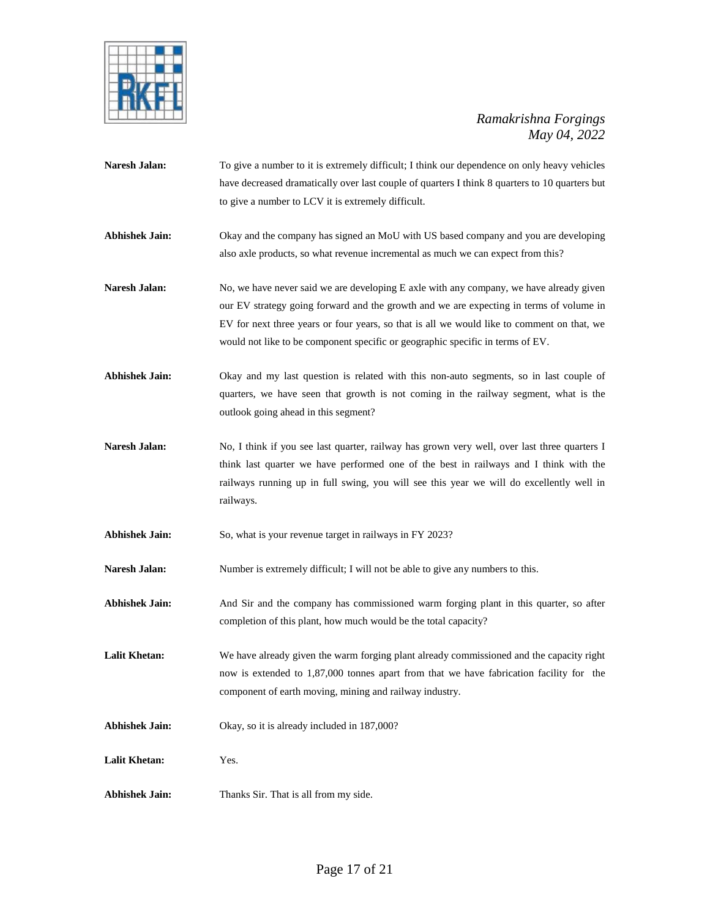**Naresh Jalan:** To give a number to it is extremely difficult; I think our dependence on only heavy vehicles have decreased dramatically over last couple of quarters I think 8 quarters to 10 quarters but to give a number to LCV it is extremely difficult.

**Abhishek Jain:** Okay and the company has signed an MoU with US based company and you are developing also axle products, so what revenue incremental as much we can expect from this?

**Naresh Jalan:** No, we have never said we are developing E axle with any company, we have already given our EV strategy going forward and the growth and we are expecting in terms of volume in EV for next three years or four years, so that is all we would like to comment on that, we would not like to be component specific or geographic specific in terms of EV.

**Abhishek Jain:** Okay and my last question is related with this non-auto segments, so in last couple of quarters, we have seen that growth is not coming in the railway segment, what is the outlook going ahead in this segment?

**Naresh Jalan:** No, I think if you see last quarter, railway has grown very well, over last three quarters I think last quarter we have performed one of the best in railways and I think with the railways running up in full swing, you will see this year we will do excellently well in railways.

**Abhishek Jain:** So, what is your revenue target in railways in FY 2023?

**Naresh Jalan:** Number is extremely difficult; I will not be able to give any numbers to this.

**Abhishek Jain:** And Sir and the company has commissioned warm forging plant in this quarter, so after completion of this plant, how much would be the total capacity?

**Lalit Khetan:** We have already given the warm forging plant already commissioned and the capacity right now is extended to 1,87,000 tonnes apart from that we have fabrication facility for the component of earth moving, mining and railway industry.

**Abhishek Jain:** Okay, so it is already included in 187,000?

**Lalit Khetan:** Yes.

**Abhishek Jain:** Thanks Sir. That is all from my side.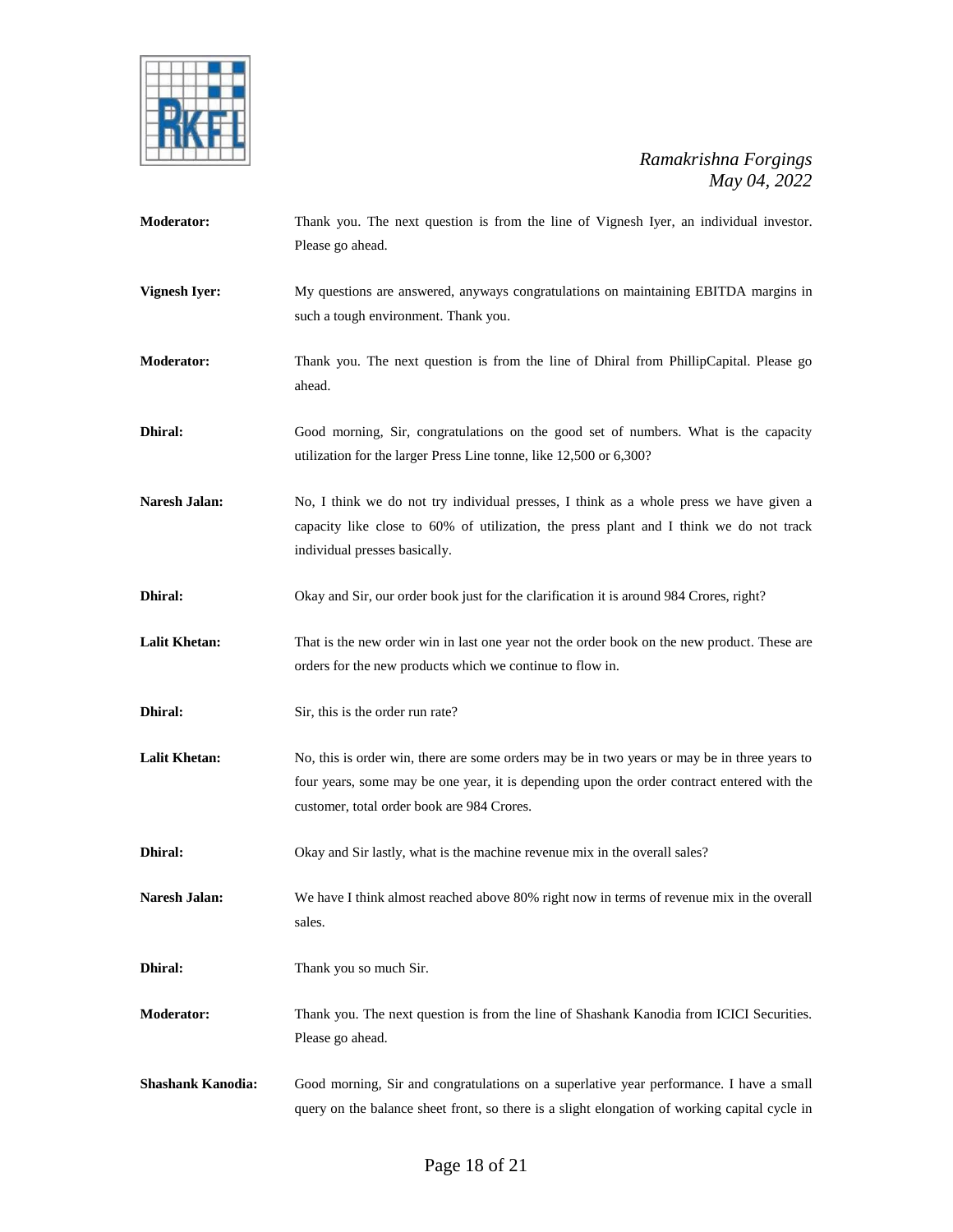**Moderator:** Thank you. The next question is from the line of Vignesh Iyer, an individual investor. Please go ahead.

**Vignesh Iyer:** My questions are answered, anyways congratulations on maintaining EBITDA margins in such a tough environment. Thank you.

**Moderator:** Thank you. The next question is from the line of Dhiral from PhillipCapital. Please go ahead.

**Dhiral:** Good morning, Sir, congratulations on the good set of numbers. What is the capacity utilization for the larger Press Line tonne, like 12,500 or 6,300?

**Naresh Jalan:** No, I think we do not try individual presses, I think as a whole press we have given a capacity like close to 60% of utilization, the press plant and I think we do not track individual presses basically.

**Dhiral:** Okay and Sir, our order book just for the clarification it is around 984 Crores, right?

**Lalit Khetan:** That is the new order win in last one year not the order book on the new product. These are orders for the new products which we continue to flow in.

**Dhiral:** Sir, this is the order run rate?

**Lalit Khetan:** No, this is order win, there are some orders may be in two years or may be in three years to four years, some may be one year, it is depending upon the order contract entered with the customer, total order book are 984 Crores.

**Dhiral:** Okay and Sir lastly, what is the machine revenue mix in the overall sales?

**Naresh Jalan:** We have I think almost reached above 80% right now in terms of revenue mix in the overall sales.

**Dhiral:** Thank you so much Sir.

**Moderator:** Thank you. The next question is from the line of Shashank Kanodia from ICICI Securities. Please go ahead.

**Shashank Kanodia:** Good morning, Sir and congratulations on a superlative year performance. I have a small query on the balance sheet front, so there is a slight elongation of working capital cycle in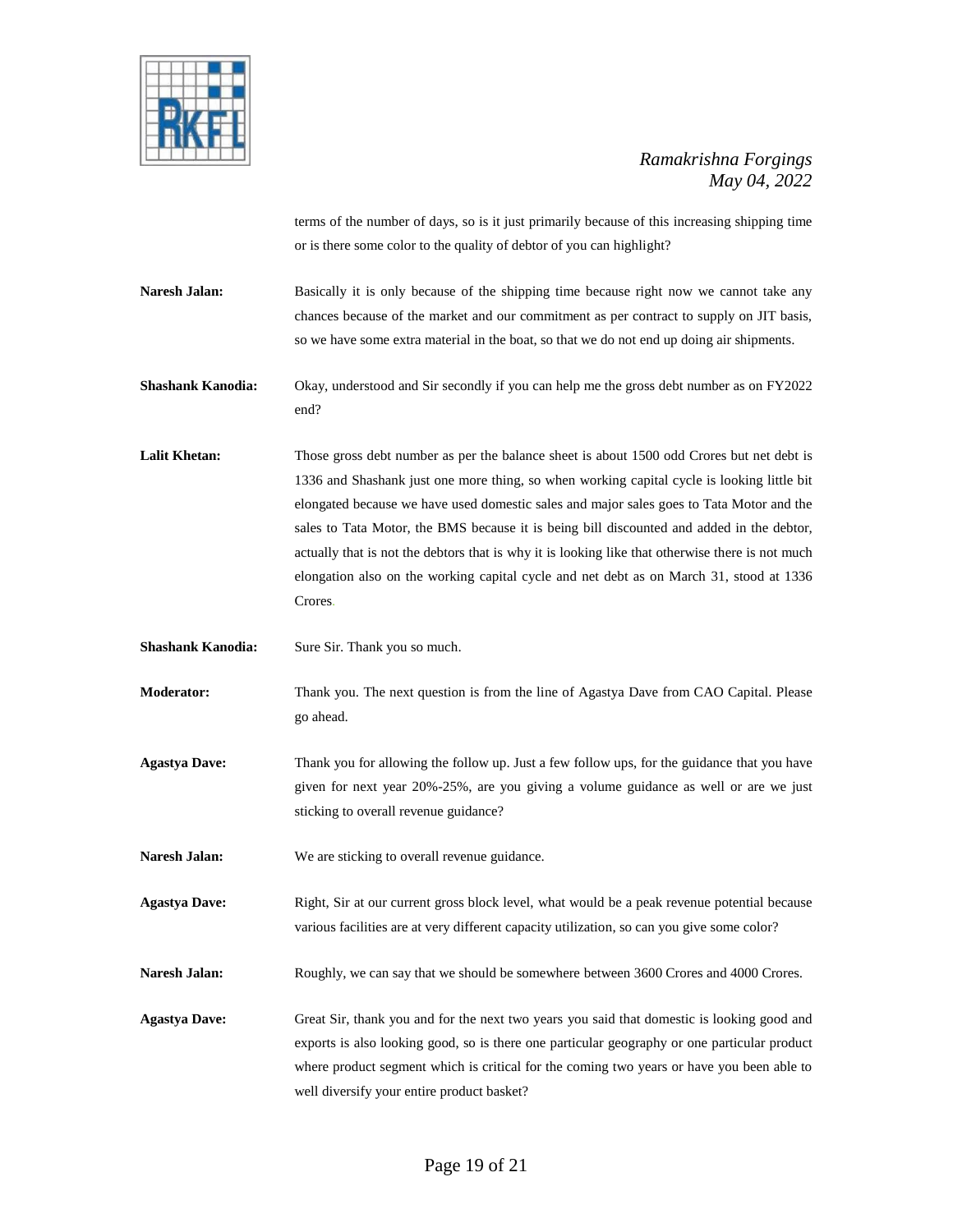terms of the number of days, so is it just primarily because of this increasing shipping time or is there some color to the quality of debtor of you can highlight?

**Naresh Jalan:** Basically it is only because of the shipping time because right now we cannot take any chances because of the market and our commitment as per contract to supply on JIT basis, so we have some extra material in the boat, so that we do not end up doing air shipments.

**Shashank Kanodia:** Okay, understood and Sir secondly if you can help me the gross debt number as on FY2022 end?

**Lalit Khetan:** Those gross debt number as per the balance sheet is about 1500 odd Crores but net debt is 1336 and Shashank just one more thing, so when working capital cycle is looking little bit elongated because we have used domestic sales and major sales goes to Tata Motor and the sales to Tata Motor, the BMS because it is being bill discounted and added in the debtor, actually that is not the debtors that is why it is looking like that otherwise there is not much elongation also on the working capital cycle and net debt as on March 31, stood at 1336 Crores.

**Shashank Kanodia:** Sure Sir. Thank you so much.

**Moderator:** Thank you. The next question is from the line of Agastya Dave from CAO Capital. Please go ahead.

**Agastya Dave:** Thank you for allowing the follow up. Just a few follow ups, for the guidance that you have given for next year 20%-25%, are you giving a volume guidance as well or are we just sticking to overall revenue guidance?

**Naresh Jalan:** We are sticking to overall revenue guidance.

**Agastya Dave:** Right, Sir at our current gross block level, what would be a peak revenue potential because various facilities are at very different capacity utilization, so can you give some color?

**Naresh Jalan:** Roughly, we can say that we should be somewhere between 3600 Crores and 4000 Crores.

**Agastya Dave:** Great Sir, thank you and for the next two years you said that domestic is looking good and exports is also looking good, so is there one particular geography or one particular product where product segment which is critical for the coming two years or have you been able to well diversify your entire product basket?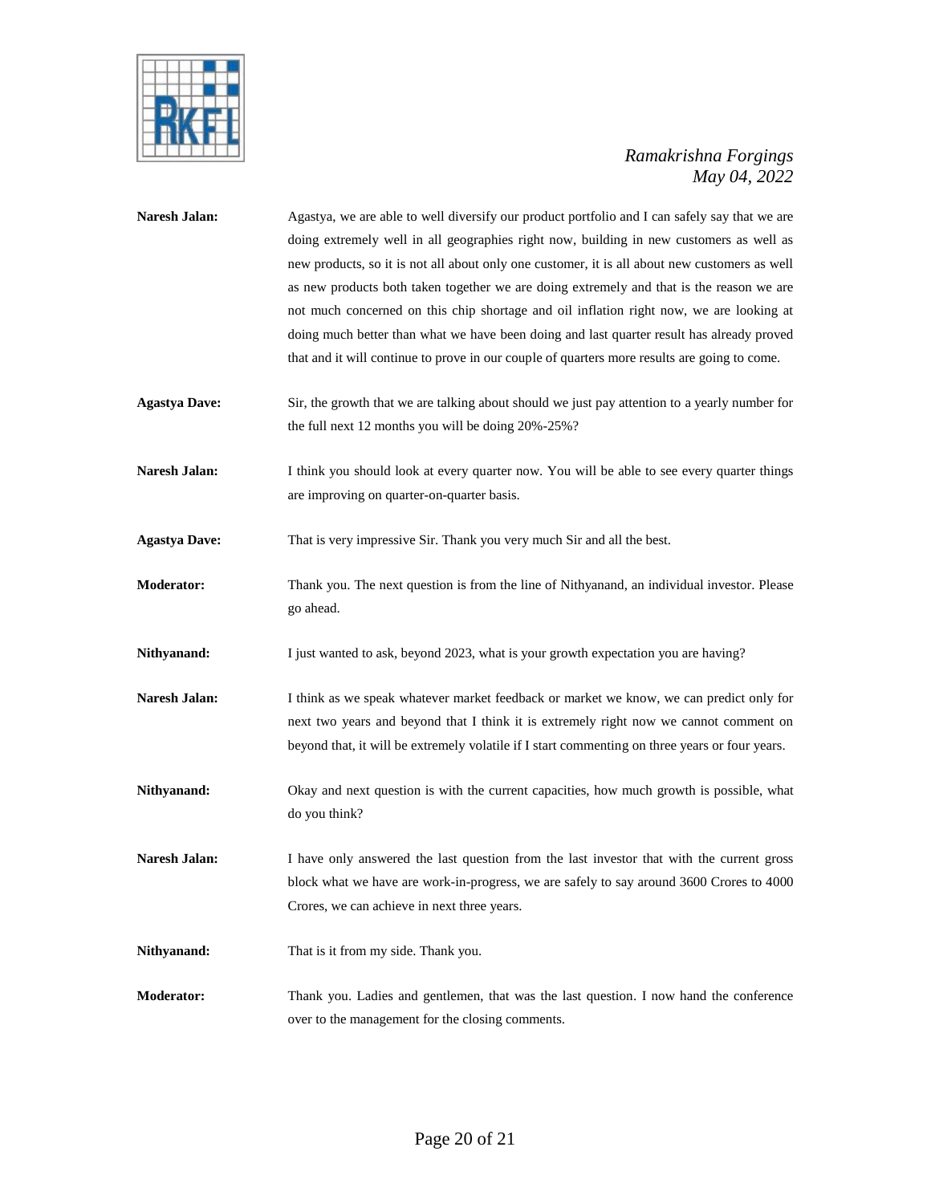**Naresh Jalan:** Agastya, we are able to well diversify our product portfolio and I can safely say that we are doing extremely well in all geographies right now, building in new customers as well as new products, so it is not all about only one customer, it is all about new customers as well as new products both taken together we are doing extremely and that is the reason we are not much concerned on this chip shortage and oil inflation right now, we are looking at doing much better than what we have been doing and last quarter result has already proved that and it will continue to prove in our couple of quarters more results are going to come.

**Agastya Dave:** Sir, the growth that we are talking about should we just pay attention to a yearly number for the full next 12 months you will be doing 20%-25%?

**Naresh Jalan:** I think you should look at every quarter now. You will be able to see every quarter things are improving on quarter-on-quarter basis.

**Agastya Dave:** That is very impressive Sir. Thank you very much Sir and all the best.

**Moderator:** Thank you. The next question is from the line of Nithyanand, an individual investor. Please go ahead.

**Nithyanand:** I just wanted to ask, beyond 2023, what is your growth expectation you are having?

**Naresh Jalan:** I think as we speak whatever market feedback or market we know, we can predict only for next two years and beyond that I think it is extremely right now we cannot comment on beyond that, it will be extremely volatile if I start commenting on three years or four years.

**Nithyanand:** Okay and next question is with the current capacities, how much growth is possible, what do you think?

**Naresh Jalan:** I have only answered the last question from the last investor that with the current gross block what we have are work-in-progress, we are safely to say around 3600 Crores to 4000 Crores, we can achieve in next three years.

**Nithyanand:** That is it from my side. Thank you.

**Moderator:** Thank you. Ladies and gentlemen, that was the last question. I now hand the conference over to the management for the closing comments.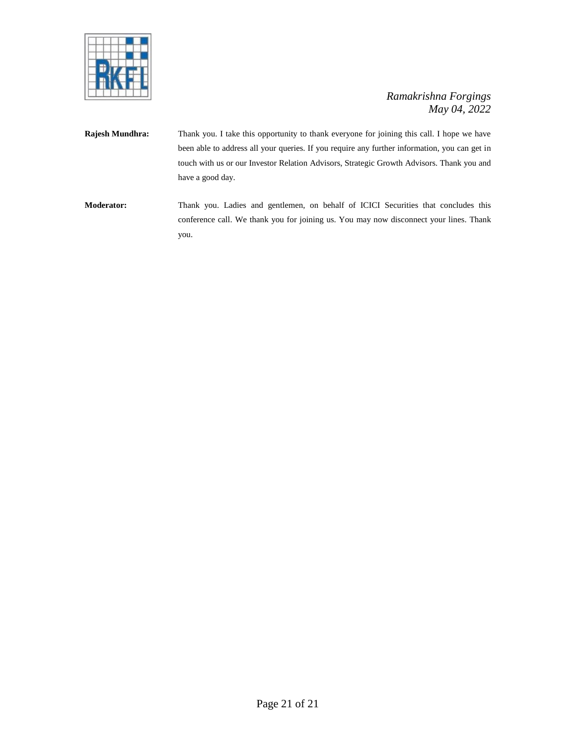**Rajesh Mundhra:** Thank you. I take this opportunity to thank everyone for joining this call. I hope we have been able to address all your queries. If you require any further information, you can get in touch with us or our Investor Relation Advisors, Strategic Growth Advisors. Thank you and have a good day.

**Moderator:** Thank you. Ladies and gentlemen, on behalf of ICICI Securities that concludes this conference call. We thank you for joining us. You may now disconnect your lines. Thank you.